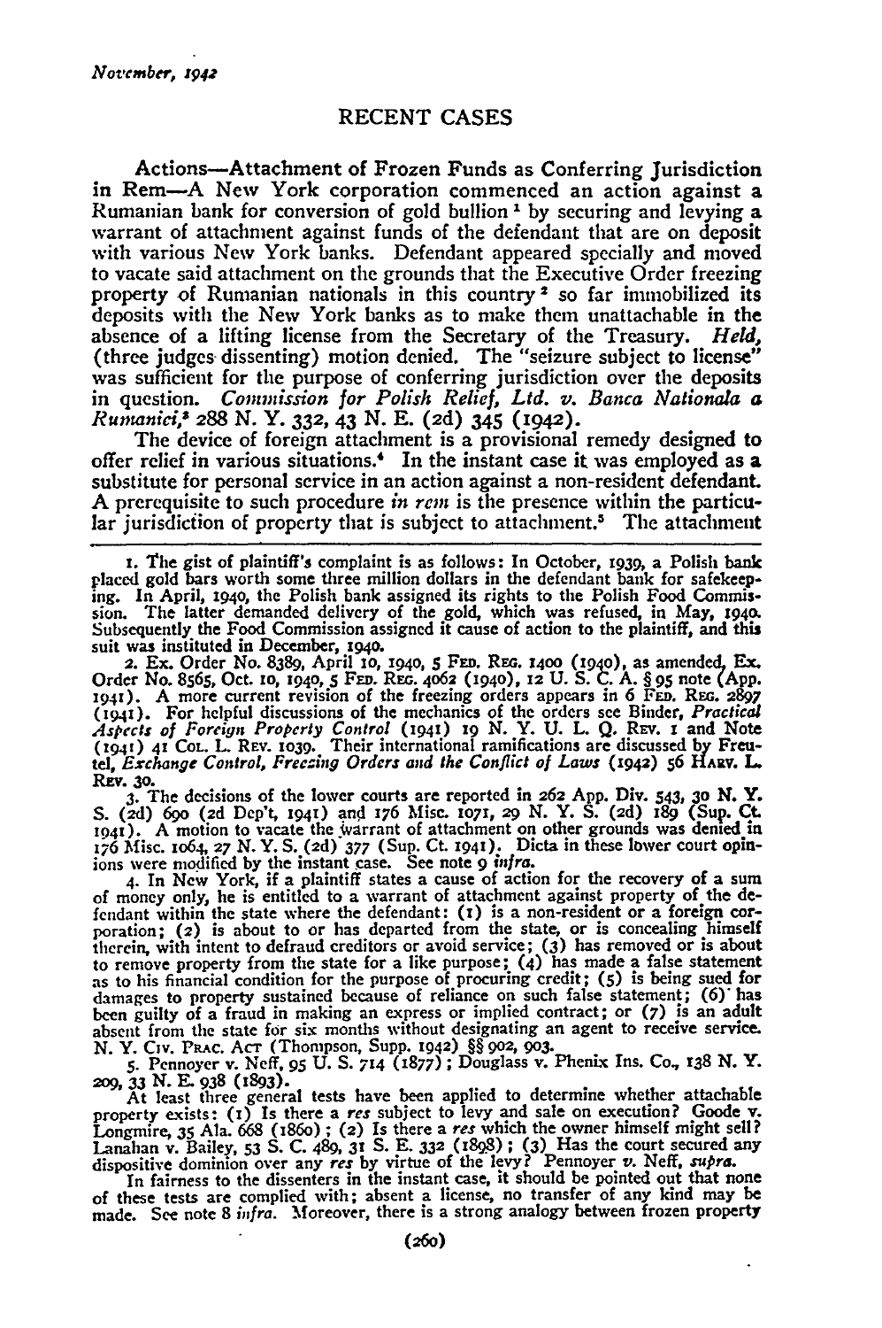## RECENT CASES

**Actions—Attachment of Frozen Funds as Conferring Jurisdiction in Rem**—A New York corporation commenced an action against a Rumanian bank for conversion of gold bullion [1] by securing and levying a warrant of attachment against funds of the defendant that are on deposit with various New York banks. Defendant appeared specially and moved to vacate said attachment on the grounds that the Executive Order freezing property of Rumanian nationals in this country [2] so far immobilized its deposits with the New York banks as to make them unattachable in the absence of a lifting license from the Secretary of the Treasury. *Held,* (three judges dissenting) motion denied. The "seizure subject to license" was sufficient for the purpose of conferring jurisdiction over the deposits in question. *Commission for Polish Relief, Ltd. v. Banca Nationala a Rumanici,*[3] 288 N. Y. 332, 43 N. E. (2d) 345 (1942).

The device of foreign attachment is a provisional remedy designed to offer relief in various situations.[4] In the instant case it was employed as a substitute for personal service in an action against a non-resident defendant. A prerequisite to such procedure *in rem* is the presence within the particular jurisdiction of property that is subject to attachment.[5] The attachment

---

1. The gist of plaintiff's complaint is as follows: In October, 1939, a Polish bank placed gold bars worth some three million dollars in the defendant bank for safekeeping. In April, 1940, the Polish bank assigned its rights to the Polish Food Commission. The latter demanded delivery of the gold, which was refused, in May, 1940. Subsequently the Food Commission assigned it cause of action to the plaintiff, and this suit was instituted in December, 1940.

2. Ex. Order No. 8389, April 10, 1940, 5 Fed. Reg. 1400 (1940), as amended, Ex. Order No. 8565, Oct. 10, 1940, 5 Fed. Reg. 4062 (1940), 12 U. S. C. A. § 95 note (App. 1941). A more current revision of the freezing orders appears in 6 Fed. Reg. 2897 (1941). For helpful discussions of the mechanics of the orders see Binder, *Practical Aspects of Foreign Property Control* (1941) 19 N. Y. U. L. Q. Rev. 1 and Note (1941) 41 Col. L. Rev. 1039. Their international ramifications are discussed by Freutel, *Exchange Control, Freezing Orders and the Conflict of Laws* (1942) 56 Harv. L. Rev. 30.

3. The decisions of the lower courts are reported in 262 App. Div. 543, 30 N. Y. S. (2d) 690 (2d Dep't, 1941) and 176 Misc. 1071, 29 N. Y. S. (2d) 189 (Sup. Ct. 1941). A motion to vacate the warrant of attachment on other grounds was denied in 176 Misc. 1064, 27 N. Y. S. (2d) 377 (Sup. Ct. 1941). Dicta in these lower court opinions were modified by the instant case. See note 9 *infra.*

4. In New York, if a plaintiff states a cause of action for the recovery of a sum of money only, he is entitled to a warrant of attachment against property of the defendant within the state where the defendant: (1) is a non-resident or a foreign corporation; (2) is about to or has departed from the state, or is concealing himself therein, with intent to defraud creditors or avoid service; (3) has removed or is about to remove property from the state for a like purpose; (4) has made a false statement as to his financial condition for the purpose of procuring credit; (5) is being sued for damages to property sustained because of reliance on such false statement; (6) has been guilty of a fraud in making an express or implied contract; or (7) is an adult absent from the state for six months without designating an agent to receive service. N. Y. Civ. Prac. Act (Thompson, Supp. 1942) §§ 902, 903.

5. Pennoyer v. Neff, 95 U. S. 714 (1877); Douglass v. Phenix Ins. Co., 138 N. Y. 209, 33 N. E. 938 (1893).

At least three general tests have been applied to determine whether attachable property exists: (1) Is there a *res* subject to levy and sale on execution? Goode v. Longmire, 35 Ala. 668 (1860); (2) Is there a *res* which the owner himself might sell? Lanahan v. Bailey, 53 S. C. 489, 31 S. E. 332 (1898); (3) Has the court secured any dispositive dominion over any *res* by virtue of the levy? Pennoyer v. Neff, *supra.*

In fairness to the dissenters in the instant case, it should be pointed out that none of these tests are complied with; absent a license, no transfer of any kind may be made. See note 8 *infra.* Moreover, there is a strong analogy between frozen property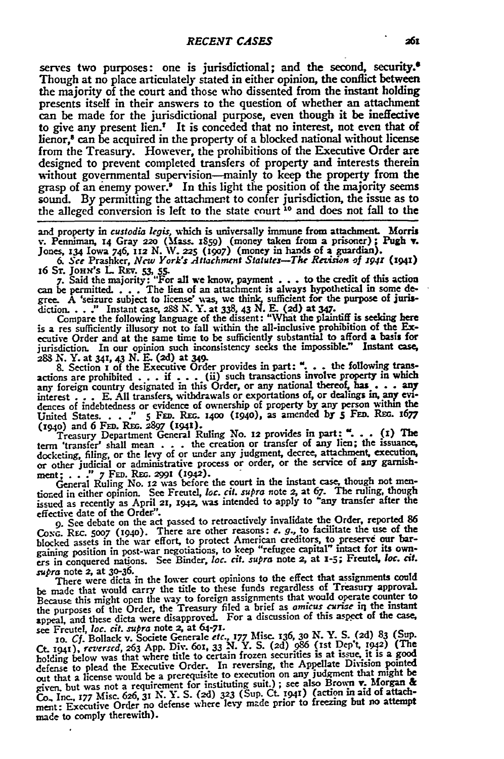serves two purposes: one is jurisdictional; and the second, security.[6] Though at no place articulately stated in either opinion, the conflict between the majority of the court and those who dissented from the instant holding presents itself in their answers to the question of whether an attachment can be made for the jurisdictional purpose, even though it be ineffective to give any present lien.[7] It is conceded that no interest, not even that of lienor,[8] can be acquired in the property of a blocked national without license from the Treasury. However, the prohibitions of the Executive Order are designed to prevent completed transfers of property and interests therein without governmental supervision—mainly to keep the property from the grasp of an enemy power.[9] In this light the position of the majority seems sound. By permitting the attachment to confer jurisdiction, the issue as to the alleged conversion is left to the state court[10] and does not fall to the

---

and property in *custodia legis*, which is universally immune from attachment. Morris v. Penniman, 14 Gray 220 (Mass. 1859) (money taken from a prisoner); Pugh v. Jones, 134 Iowa 746, 112 N. W. 225 (1907) (money in hands of a guardian).

6. *See* Prashker, *New York's Attachment Statutes—The Revision of 1941* (1941) 16 St. John's L. Rev. 53, 55.

7. Said the majority: "For all we know, payment . . . to the credit of this action can be permitted. . . . The lien of an attachment is always hypothetical in some degree. A 'seizure subject to license' was, we think, sufficient for the purpose of jurisdiction. . . ." Instant case, 288 N. Y. at 338, 43 N. E. (2d) at 347.

Compare the following language of the dissent: "What the plaintiff is seeking here is a res sufficiently illusory not to fall within the all-inclusive prohibition of the Executive Order and at the same time to be sufficiently substantial to afford a basis for jurisdiction. In our opinion such inconsistency seeks the impossible." Instant case, 288 N. Y. at 341, 43 N. E. (2d) at 349.

8. Section 1 of the Executive Order provides in part: ". . . the following transactions are prohibited . . . if . . . (ii) such transactions involve property in which any foreign country designated in this Order, or any national thereof, has . . . any interest . . . E. All transfers, withdrawals or exportations of, or dealings in, any evidences of indebtedness or evidence of ownership of property by any person within the United States. . . ." 5 Fed. Reg. 1400 (1940), as amended by 5 Fed. Reg. 1677 (1940) and 6 Fed. Reg. 2897 (1941).

Treasury Department General Ruling No. 12 provides in part: ". . . (1) The term 'transfer' shall mean . . . the creation or transfer of any lien; the issuance, docketing, filing, or the levy of or under any judgment, decree, attachment, execution, or other judicial or administrative process or order, or the service of any garnishment; . . ." 7 Fed. Reg. 2991 (1942).

General Ruling No. 12 was before the court in the instant case, though not mentioned in either opinion. See Freutel, *loc. cit. supra* note 2, at 67. The ruling, though issued as recently as April 21, 1942, was intended to apply to "any transfer after the effective date of the Order".

9. See debate on the act passed to retroactively invalidate the Order, reported 86 Cong. Rec. 5007 (1940). There are other reasons: *e. g.*, to facilitate the use of the blocked assets in the war effort, to protect American creditors, to preserve our bargaining position in post-war negotiations, to keep "refugee capital" intact for its owners in conquered nations. See Binder, *loc. cit. supra* note 2, at 1-5; Freutel, *loc. cit. supra* note 2, at 30-36.

There were dicta in the lower court opinions to the effect that assignments could be made that would carry the title to these funds regardless of Treasury approval. Because this might open the way to foreign assignments that would operate counter to the purposes of the Order, the Treasury filed a brief as *amicus curiae* in the instant appeal, and these dicta were disapproved. For a discussion of this aspect of the case, see Freutel, *loc. cit. supra* note 2, at 64-71.

10. *Cf.* Bollack v. Societe Generale *etc.*, 177 Misc. 136, 30 N. Y. S. (2d) 83 (Sup. Ct. 1941), *reversed*, 263 App. Div. 601, 33 N. Y. S. (2d) 986 (1st Dep't, 1942) (The holding below was that where title to certain frozen securities is at issue, it is a good defense to plead the Executive Order. In reversing, the Appellate Division pointed out that a license would be a prerequisite to execution on any judgment that might be given, but was not a requirement for instituting suit.); see also Brown v. Morgan & Co., Inc., 177 Misc. 626, 31 N. Y. S. (2d) 323 (Sup. Ct. 1941) (action in aid of attachment: Executive Order no defense where levy made prior to freezing but no attempt made to comply therewith).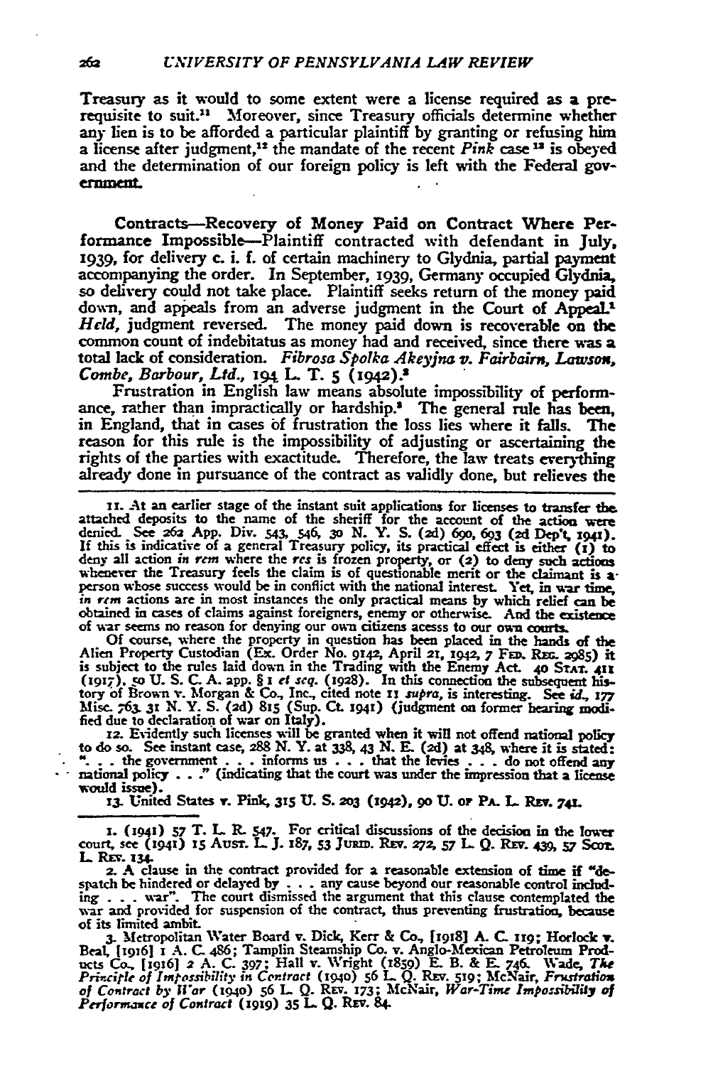Treasury as it would to some extent were a license required as a prerequisite to suit.[11] Moreover, since Treasury officials determine whether any lien is to be afforded a particular plaintiff by granting or refusing him a license after judgment,[12] the mandate of the recent *Pink* case [13] is obeyed and the determination of our foreign policy is left with the Federal government.

**Contracts—Recovery of Money Paid on Contract Where Performance Impossible**—Plaintiff contracted with defendant in July, 1939, for delivery c. i. f. of certain machinery to Glydnia, partial payment accompanying the order. In September, 1939, Germany occupied Glydnia, so delivery could not take place. Plaintiff seeks return of the money paid down, and appeals from an adverse judgment in the Court of Appeal.[1] *Held*, judgment reversed. The money paid down is recoverable on the common count of indebitatus as money had and received, since there was a total lack of consideration. *Fibrosa Spolka Akcyjna v. Fairbairn, Lawson, Combe, Barbour, Ltd.*, 194 L. T. 5 (1942).[2]

Frustration in English law means absolute impossibility of performance, rather than impractically or hardship.[3] The general rule has been, in England, that in cases of frustration the loss lies where it falls. The reason for this rule is the impossibility of adjusting or ascertaining the rights of the parties with exactitude. Therefore, the law treats everything already done in pursuance of the contract as validly done, but relieves the

---

11. At an earlier stage of the instant suit applications for licenses to transfer the attached deposits to the name of the sheriff for the account of the action were denied. See 262 App. Div. 543, 546, 30 N. Y. S. (2d) 690, 693 (2d Dep't, 1941). If this is indicative of a general Treasury policy, its practical effect is either (1) to deny all action *in rem* where the *res* is frozen property, or (2) to deny such actions whenever the Treasury feels the claim is of questionable merit or the claimant is a person whose success would be in conflict with the national interest. Yet, in war time, *in rem* actions are in most instances the only practical means by which relief can be obtained in cases of claims against foreigners, enemy or otherwise. And the existence of war seems no reason for denying our own citizens acess to our own courts.

Of course, where the property in question has been placed in the hands of the Alien Property Custodian (Ex. Order No. 9142, April 21, 1942, 7 Fed. Reg. 2985) it is subject to the rules laid down in the Trading with the Enemy Act. 40 Stat. 411 (1917), 50 U. S. C. A. app. § 1 *et seq.* (1928). In this connection the subsequent history of Brown v. Morgan & Co., Inc., cited note 11 *supra*, is interesting. See *id.*, 177 Misc. 763, 31 N. Y. S. (2d) 815 (Sup. Ct. 1941) (judgment on former hearing modified due to declaration of war on Italy).

12. Evidently such licenses will be granted when it will not offend national policy to do so. See instant case, 288 N. Y. at 338, 43 N. E. (2d) at 348, where it is stated: ". . . the government . . . informs us . . . that the levies . . . do not offend any national policy . . ." (indicating that the court was under the impression that a license would issue).

13. United States v. Pink, 315 U. S. 203 (1942), 90 U. of Pa. L. Rev. 741.

---

1. (1941) 57 T. L. R. 547. For critical discussions of the decision in the lower court, see (1941) 15 Aust. L. J. 187, 53 Jurid. Rev. 272, 57 L. Q. Rev. 439, 57 Scot. L. Rev. 134.

2. A clause in the contract provided for a reasonable extension of time if "despatch be hindered or delayed by . . . any cause beyond our reasonable control including . . . war". The court dismissed the argument that this clause contemplated the war and provided for suspension of the contract, thus preventing frustration, because of its limited ambit.

3. Metropolitan Water Board v. Dick, Kerr & Co., [1918] A. C. 119; Horlock v. Beal, [1916] 1 A. C. 486; Tamplin Steamship Co. v. Anglo-Mexican Petroleum Products Co., [1916] 2 A. C. 397; Hall v. Wright (1859) E. B. & E. 746. Wade, *The Principle of Impossibility in Contract* (1940) 56 L. Q. Rev. 519; McNair, *Frustration of Contract by War* (1940) 56 L. Q. Rev. 173; McNair, *War-Time Impossibility of Performance of Contract* (1919) 35 L. Q. Rev. 84.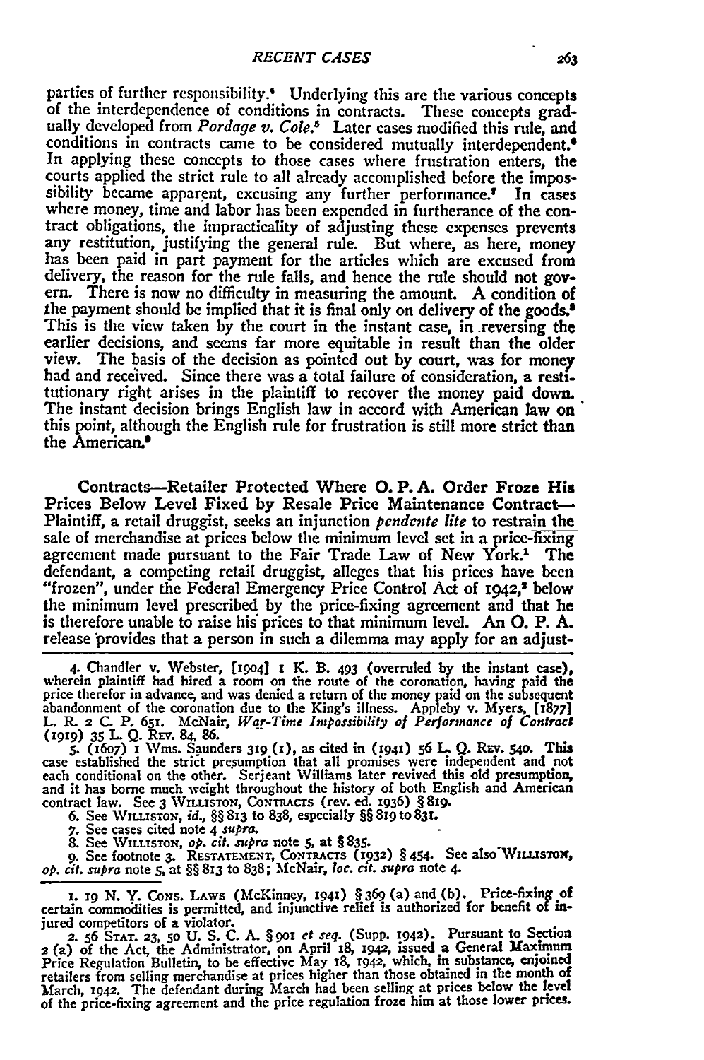parties of further responsibility.[4] Underlying this are the various concepts of the interdependence of conditions in contracts. These concepts gradually developed from *Pordage v. Cole.*[5] Later cases modified this rule, and conditions in contracts came to be considered mutually interdependent.[6] In applying these concepts to those cases where frustration enters, the courts applied the strict rule to all already accomplished before the impossibility became apparent, excusing any further performance.[7] In cases where money, time and labor has been expended in furtherance of the contract obligations, the impracticality of adjusting these expenses prevents any restitution, justifying the general rule. But where, as here, money has been paid in part payment for the articles which are excused from delivery, the reason for the rule falls, and hence the rule should not govern. There is now no difficulty in measuring the amount. A condition of the payment should be implied that it is final only on delivery of the goods.[8] This is the view taken by the court in the instant case, in reversing the earlier decisions, and seems far more equitable in result than the older view. The basis of the decision as pointed out by court, was for money had and received. Since there was a total failure of consideration, a restitutionary right arises in the plaintiff to recover the money paid down. The instant decision brings English law in accord with American law on this point, although the English rule for frustration is still more strict than the American.[9]

**Contracts—Retailer Protected Where O. P. A. Order Froze His Prices Below Level Fixed by Resale Price Maintenance Contract—** Plaintiff, a retail druggist, seeks an injunction *pendente lite* to restrain the sale of merchandise at prices below the minimum level set in a price-fixing agreement made pursuant to the Fair Trade Law of New York.[1] The defendant, a competing retail druggist, alleges that his prices have been "frozen", under the Federal Emergency Price Control Act of 1942,[2] below the minimum level prescribed by the price-fixing agreement and that he is therefore unable to raise his prices to that minimum level. An O. P. A. release provides that a person in such a dilemma may apply for an adjust-

---

4. Chandler v. Webster, [1904] 1 K. B. 493 (overruled by the instant case), wherein plaintiff had hired a room on the route of the coronation, having paid the price therefor in advance, and was denied a return of the money paid on the subsequent abandonment of the coronation due to the King's illness. Appleby v. Myers, [1877] L. R. 2 C. P. 651. McNair, *War-Time Impossibility of Performance of Contract* (1919) 35 L. Q. Rev. 84, 86.

5. (1607) 1 Wms. Saunders 319 (1), as cited in (1941) 56 L. Q. Rev. 540. This case established the strict presumption that all promises were independent and not each conditional on the other. Serjeant Williams later revived this old presumption, and it has borne much weight throughout the history of both English and American contract law. See 3 Williston, Contracts (rev. ed. 1936) § 819.

6. See Williston, *id.*, §§ 813 to 838, especially §§ 819 to 831.

7. See cases cited note 4 *supra.*

8. See Williston, *op. cit. supra* note 5, at § 835.

9. See footnote 3. Restatement, Contracts (1932) § 454. See also Williston, *op. cit. supra* note 5, at §§ 813 to 838; McNair, *loc. cit. supra* note 4.

---

1. 19 N. Y. Cons. Laws (McKinney, 1941) § 369 (a) and (b). Price-fixing of certain commodities is permitted, and injunctive relief is authorized for benefit of injured competitors of a violator.

2. 56 Stat. 23, 50 U. S. C. A. § 901 *et seq.* (Supp. 1942). Pursuant to Section 2 (a) of the Act, the Administrator, on April 18, 1942, issued a General Maximum Price Regulation Bulletin, to be effective May 18, 1942, which, in substance, enjoined retailers from selling merchandise at prices higher than those obtained in the month of March, 1942. The defendant during March had been selling at prices below the level of the price-fixing agreement and the price regulation froze him at those lower prices.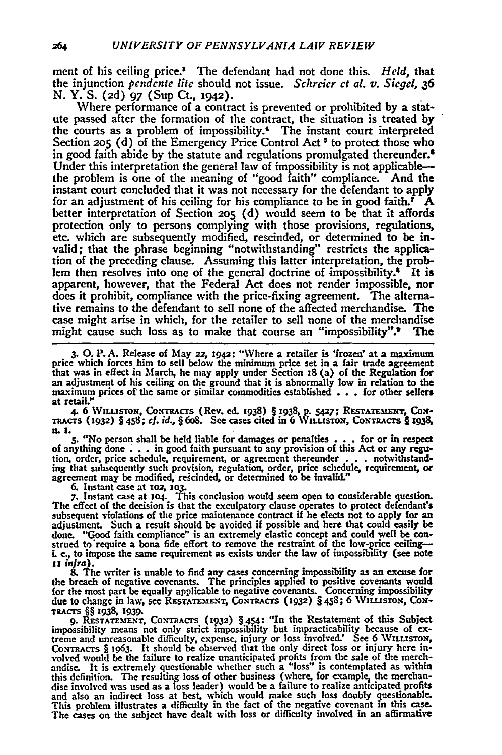ment of his ceiling price.[3] The defendant had not done this. *Held*, that the injunction *pendente lite* should not issue. *Schreier et al. v. Siegel*, 36 N. Y. S. (2d) 97 (Sup Ct., 1942).

Where performance of a contract is prevented or prohibited by a statute passed after the formation of the contract, the situation is treated by the courts as a problem of impossibility.[4] The instant court interpreted Section 205 (d) of the Emergency Price Control Act[5] to protect those who in good faith abide by the statute and regulations promulgated thereunder.[6] Under this interpretation the general law of impossibility is not applicable—the problem is one of the meaning of "good faith" compliance. And the instant court concluded that it was not necessary for the defendant to apply for an adjustment of his ceiling for his compliance to be in good faith.[7] A better interpretation of Section 205 (d) would seem to be that it affords protection only to persons complying with those provisions, regulations, etc. which are subsequently modified, rescinded, or determined to be invalid; that the phrase beginning "notwithstanding" restricts the application of the preceding clause. Assuming this latter interpretation, the problem then resolves into one of the general doctrine of impossibility.[8] It is apparent, however, that the Federal Act does not render impossible, nor does it prohibit, compliance with the price-fixing agreement. The alternative remains to the defendant to sell none of the affected merchandise. The case might arise in which, for the retailer to sell none of the merchandise might cause such loss as to make that course an "impossibility".[9] The

---

3. O. P. A. Release of May 22, 1942: "Where a retailer is 'frozen' at a maximum price which forces him to sell below the minimum price set in a fair trade agreement that was in effect in March, he may apply under Section 18 (a) of the Regulation for an adjustment of his ceiling on the ground that it is abnormally low in relation to the maximum prices of the same or similar commodities established . . . for other sellers at retail."

4. 6 WILLISTON, CONTRACTS (Rev. ed. 1938) § 1938, p. 5427; RESTATEMENT, CONTRACTS (1932) § 458; *cf. id.*, § 608. See cases cited in 6 WILLISTON, CONTRACTS § 1938, n. 1.

5. "No person shall be held liable for damages or penalties . . . for or in respect of anything done . . . in good faith pursuant to any provision of this Act or any regution, order, price schedule, requirement, or agreement thereunder . . . notwithstanding that subsequently such provision, regulation, order, price schedule, requirement, or agreement may be modified, rescinded, or determined to be invalid."

6. Instant case at 102, 103.

7. Instant case at 104. This conclusion would seem open to considerable question. The effect of the decision is that the exculpatory clause operates to protect defendant's subsequent violations of the price maintenance contract if he elects not to apply for an adjustment. Such a result should be avoided if possible and here that could easily be done. "Good faith compliance" is an extremely elastic concept and could well be construed to require a bona fide effort to remove the restraint of the low-price ceiling—i. e., to impose the same requirement as exists under the law of impossibility (see note 11 *infra*).

8. The writer is unable to find any cases concerning impossibility as an excuse for the breach of negative covenants. The principles applied to positive covenants would for the most part be equally applicable to negative covenants. Concerning impossibility due to change in law, see RESTATEMENT, CONTRACTS (1932) § 458; 6 WILLISTON, CONTRACTS §§ 1938, 1939.

9. RESTATEMENT, CONTRACTS (1932) § 454: "In the Restatement of this Subject impossibility means not only strict impossibility but impracticability because of extreme and unreasonable difficulty, expense, injury or loss involved.' See 6 WILLISTON, CONTRACTS § 1963. It should be observed that the only direct loss or injury here involved would be the failure to realize unanticipated profits from the sale of the merchandise. It is extremely questionable whether such a "loss" is contemplated as within this definition. The resulting loss of other business (where, for example, the merchandise involved was used as a loss leader) would be a failure to realize anticipated profits and also an indirect loss at best, which would make such loss doubly questionable. This problem illustrates a difficulty in the fact of the negative covenant in this case. The cases on the subject have dealt with loss or difficulty involved in an affirmative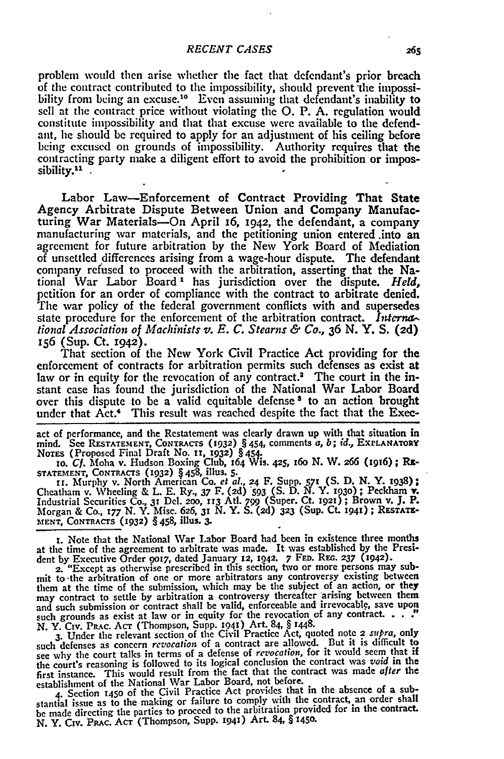problem would then arise whether the fact that defendant's prior breach of the contract contributed to the impossibility, should prevent the impossibility from being an excuse.[10] Even assuming that defendant's inability to sell at the contract price without violating the O. P. A. regulation would constitute impossibility and that that excuse were available to the defendant, he should be required to apply for an adjustment of his ceiling before being excused on grounds of impossibility. Authority requires that the contracting party make a diligent effort to avoid the prohibition or impossibility.[11]

**Labor Law—Enforcement of Contract Providing That State Agency Arbitrate Dispute Between Union and Company Manufacturing War Materials**—On April 16, 1942, the defendant, a company manufacturing war materials, and the petitioning union entered into an agreement for future arbitration by the New York Board of Mediation of unsettled differences arising from a wage-hour dispute. The defendant company refused to proceed with the arbitration, asserting that the National War Labor Board[1] has jurisdiction over the dispute. *Held*, petition for an order of compliance with the contract to arbitrate denied. The war policy of the federal government conflicts with and supersedes state procedure for the enforcement of the arbitration contract. *International Association of Machinists v. E. C. Stearns & Co.*, 36 N. Y. S. (2d) 156 (Sup. Ct. 1942).

That section of the New York Civil Practice Act providing for the enforcement of contracts for arbitration permits such defenses as exist at law or in equity for the revocation of any contract.[2] The court in the instant case has found the jurisdiction of the National War Labor Board over this dispute to be a valid equitable defense[3] to an action brought under that Act.[4] This result was reached despite the fact that the Exec-

---

act of performance, and the Restatement was clearly drawn up with that situation in mind. See Restatement, Contracts (1932) § 454, comments *a*, *b*; *id.*, Explanatory Notes (Proposed Final Draft No. 11, 1932) § 454.

10. *Cf.* Moha v. Hudson Boxing Club, 164 Wis. 425, 160 N. W. 266 (1916); Restatement, Contracts (1932) § 458, illus. 5.

11. Murphy v. North American Co. *et al.*, 24 F. Supp. 571 (S. D. N. Y. 1938); Cheatham v. Wheeling & L. E. Ry., 37 F. (2d) 593 (S. D. N. Y. 1930); Peckham v. Industrial Securities Co., 31 Del. 200, 113 Atl. 799 (Super. Ct. 1921); Brown v. J. P. Morgan & Co., 177 N. Y. Misc. 626, 31 N. Y. S. (2d) 323 (Sup. Ct. 1941); Restatement, Contracts (1932) § 458, illus. 3.

---

1. Note that the National War Labor Board had been in existence three months at the time of the agreement to arbitrate was made. It was established by the President by Executive Order 9017, dated January 12, 1942. 7 Fed. Reg. 237 (1942).

2. "Except as otherwise prescribed in this section, two or more persons may submit to the arbitration of one or more arbitrators any controversy existing between them at the time of the submission, which may be the subject of an action, or they may contract to settle by arbitration a controversy thereafter arising between them and such submission or contract shall be valid, enforceable and irrevocable, save upon such grounds as exist at law or in equity for the revocation of any contract. . . ." N. Y. Civ. Prac. Act (Thompson, Supp. 1941) Art. 84, § 1448.

3. Under the relevant section of the Civil Practice Act, quoted note 2 *supra*, only such defenses as concern *revocation* of a contract are allowed. But it is difficult to see why the court talks in terms of a defense of *revocation*, for it would seem that if the court's reasoning is followed to its logical conclusion the contract was *void* in the first instance. This would result from the fact that the contract was made *after* the establishment of the National War Labor Board, not before.

4. Section 1450 of the Civil Practice Act provides that in the absence of a substantial issue as to the making or failure to comply with the contract, an order shall be made directing the parties to proceed to the arbitration provided for in the contract. N. Y. Civ. Prac. Act (Thompson, Supp. 1941) Art. 84, § 1450.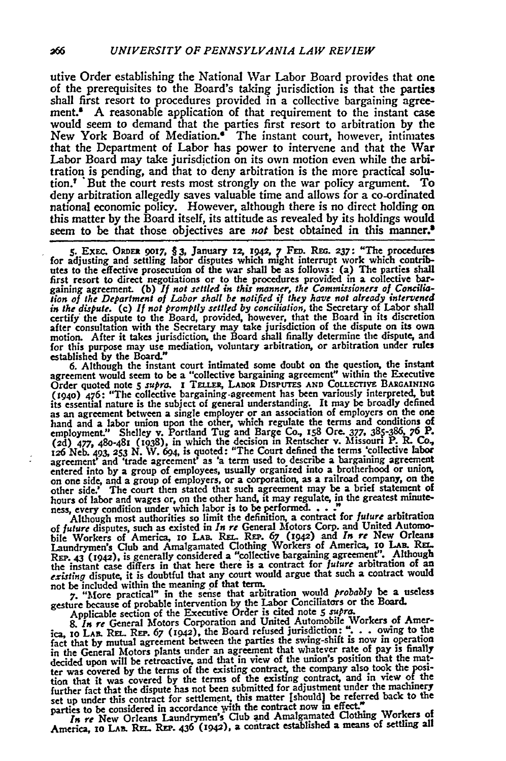utive Order establishing the National War Labor Board provides that one of the prerequisites to the Board's taking jurisdiction is that the parties shall first resort to procedures provided in a collective bargaining agreement.[5] A reasonable application of that requirement to the instant case would seem to demand that the parties first resort to arbitration by the New York Board of Mediation.[6] The instant court, however, intimates that the Department of Labor has power to intervene and that the War Labor Board may take jurisdiction on its own motion even while the arbitration is pending, and that to deny arbitration is the more practical solution.[7] But the court rests most strongly on the war policy argument. To deny arbitration allegedly saves valuable time and allows for a co-ordinated national economic policy. However, although there is no direct holding on this matter by the Board itself, its attitude as revealed by its holdings would seem to be that those objectives are *not* best obtained in this manner.[8]

5. EXEC. ORDER 9017, § 3, January 12, 1942, 7 FED. REG. 237: "The procedures for adjusting and settling labor disputes which might interrupt work which contributes to the effective prosecution of the war shall be as follows: (a) The parties shall first resort to direct negotiations or to the procedures provided in a collective bargaining agreement. (b) *If not settled in this manner, the Commissioners of Conciliation of the Department of Labor shall be notified if they have not already intervened in the dispute.* (c) *If not promptly settled by conciliation*, the Secretary of Labor shall certify the dispute to the Board, provided, however, that the Board in its discretion after consultation with the Secretary may take jurisdiction of the dispute on its own motion. After it takes jurisdiction, the Board shall finally determine the dispute, and for this purpose may use mediation, voluntary arbitration, or arbitration under rules established by the Board."

6. Although the instant court intimated some doubt on the question, the instant agreement would seem to be a "collective bargaining agreement" within the Executive Order quoted note 5 *supra*. 1 TELLER, LABOR DISPUTES AND COLLECTIVE BARGAINING (1940) 476: "The collective bargaining-agreement has been variously interpreted, but its essential nature is the subject of general understanding. It may be broadly defined as an agreement between a single employer or an association of employers on the one hand and a labor union upon the other, which regulate the terms and conditions of employment." Shelley v. Portland Tug and Barge Co., 158 Ore. 377, 385-386, 76 P. (2d) 477, 480-481 (1938), in which the decision in Rentscher v. Missouri P. R. Co., 126 Neb. 493, 253 N. W. 694, is quoted: "The Court defined the terms 'collective labor agreement' and 'trade agreement' as 'a term used to describe a bargaining agreement entered into by a group of employees, usually organized into a brotherhood or union, on one side, and a group of employers, or a corporation, as a railroad company, on the other side.' The court then stated that such agreement may be a brief statement of hours of labor and wages or, on the other hand, it may regulate, in the greatest minuteness, every condition under which labor is to be performed. . . ."

Although most authorities so limit the definition, a contract for *future* arbitration of *future* disputes, such as existed in *In re* General Motors Corp. and United Automobile Workers of America, 10 LAB. REL. REP. 67 (1942) and *In re* New Orleans Laundrymen's Club and Amalgamated Clothing Workers of America, 10 LAB. REL. REP. 43 (1942), is generally considered a "collective bargaining agreement". Although the instant case differs in that here there is a contract for *future* arbitration of an *existing* dispute, it is doubtful that any court would argue that such a contract would not be included within the meaning of that term.

7. "More practical" in the sense that arbitration would *probably* be a useless gesture because of probable intervention by the Labor Conciliators or the Board.

Applicable section of the Executive Order is cited note 5 *supra*.

8. *In re* General Motors Corporation and United Automobile Workers of America, 10 LAB. REL. REP. 67 (1942), the Board refused jurisdiction: ". . . owing to the fact that by mutual agreement between the parties the swing-shift is now in operation in the General Motors plants under an agreement that whatever rate of pay is finally decided upon will be retroactive, and that in view of the union's position that the matter was covered by the terms of the existing contract, the company also took the position that it was covered by the terms of the existing contract, and in view of the further fact that the dispute has not been submitted for adjustment under the machinery set up under this contract for settlement, this matter [should] be referred back to the parties to be considered in accordance with the contract now in effect."

*In re* New Orleans Laundrymen's Club and Amalgamated Clothing Workers of America, 10 LAB. REL. REP. 436 (1942), a contract established a means of settling all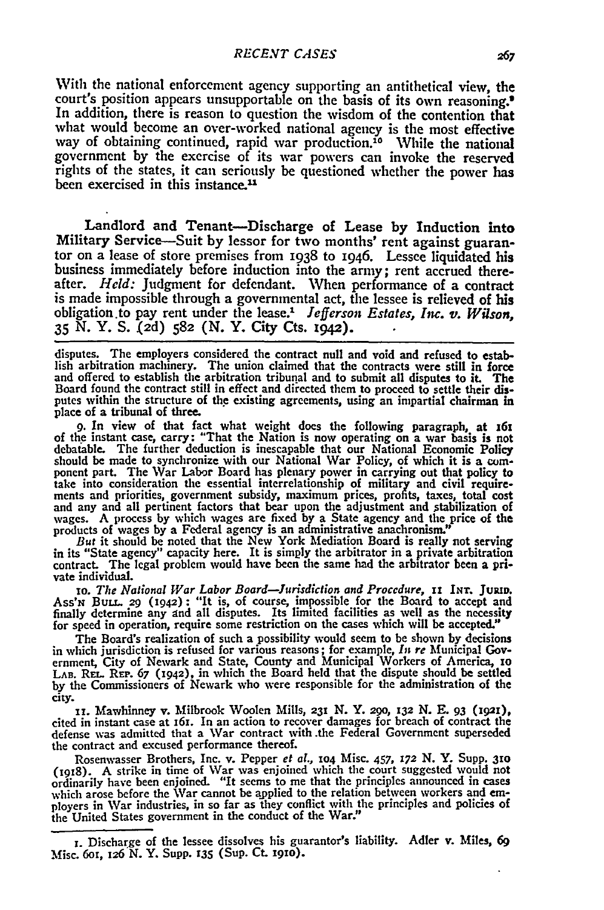With the national enforcement agency supporting an antithetical view, the court's position appears unsupportable on the basis of its own reasoning.[9] In addition, there is reason to question the wisdom of the contention that what would become an over-worked national agency is the most effective way of obtaining continued, rapid war production.[10] While the national government by the exercise of its war powers can invoke the reserved rights of the states, it can seriously be questioned whether the power has been exercised in this instance.[11]

**Landlord and Tenant—Discharge of Lease by Induction into Military Service**—Suit by lessor for two months' rent against guarantor on a lease of store premises from 1938 to 1946. Lessee liquidated his business immediately before induction into the army; rent accrued thereafter. *Held:* Judgment for defendant. When performance of a contract is made impossible through a governmental act, the lessee is relieved of his obligation to pay rent under the lease.[1] *Jefferson Estates, Inc. v. Wilson*, 35 N. Y. S. (2d) 582 (N. Y. City Cts. 1942).

---

disputes. The employers considered the contract null and void and refused to establish arbitration machinery. The union claimed that the contracts were still in force and offered to establish the arbitration tribunal and to submit all disputes to it. The Board found the contract still in effect and directed them to proceed to settle their disputes within the structure of the existing agreements, using an impartial chairman in place of a tribunal of three.

9. In view of that fact what weight does the following paragraph, at 161 of the instant case, carry: "That the Nation is now operating on a war basis is not debatable. The further deduction is inescapable that our National Economic Policy should be made to synchronize with our National War Policy, of which it is a component part. The War Labor Board has plenary power in carrying out that policy to take into consideration the essential interrelationship of military and civil requirements and priorities, government subsidy, maximum prices, profits, taxes, total cost and any and all pertinent factors that bear upon the adjustment and stabilization of wages. A process by which wages are fixed by a State agency and the price of the products of wages by a Federal agency is an administrative anachronism."

*But* it should be noted that the New York Mediation Board is really not serving in its "State agency" capacity here. It is simply the arbitrator in a private arbitration contract. The legal problem would have been the same had the arbitrator been a private individual.

10. *The National War Labor Board—Jurisdiction and Procedure*, 11 INT. JURID. ASS'N BULL. 29 (1942): "It is, of course, impossible for the Board to accept and finally determine any and all disputes. Its limited facilities as well as the necessity for speed in operation, require some restriction on the cases which will be accepted."

The Board's realization of such a possibility would seem to be shown by decisions in which jurisdiction is refused for various reasons; for example, *In re* Municipal Government, City of Newark and State, County and Municipal Workers of America, 10 LAB. REL. REP. 67 (1942), in which the Board held that the dispute should be settled by the Commissioners of Newark who were responsible for the administration of the city.

11. Mawhinney v. Milbrook Woolen Mills, 231 N. Y. 290, 132 N. E. 93 (1921), cited in instant case at 161. In an action to recover damages for breach of contract the defense was admitted that a War contract with the Federal Government superseded the contract and excused performance thereof.

Rosenwasser Brothers, Inc. v. Pepper *et al.*, 104 Misc. 457, 172 N. Y. Supp. 310 (1918). A strike in time of War was enjoined which the court suggested would not ordinarily have been enjoined. "It seems to me that the principles announced in cases which arose before the War cannot be applied to the relation between workers and employers in War industries, in so far as they conflict with the principles and policies of the United States government in the conduct of the War."

---

1. Discharge of the lessee dissolves his guarantor's liability. Adler v. Miles, 69 Misc. 601, 126 N. Y. Supp. 135 (Sup. Ct. 1910).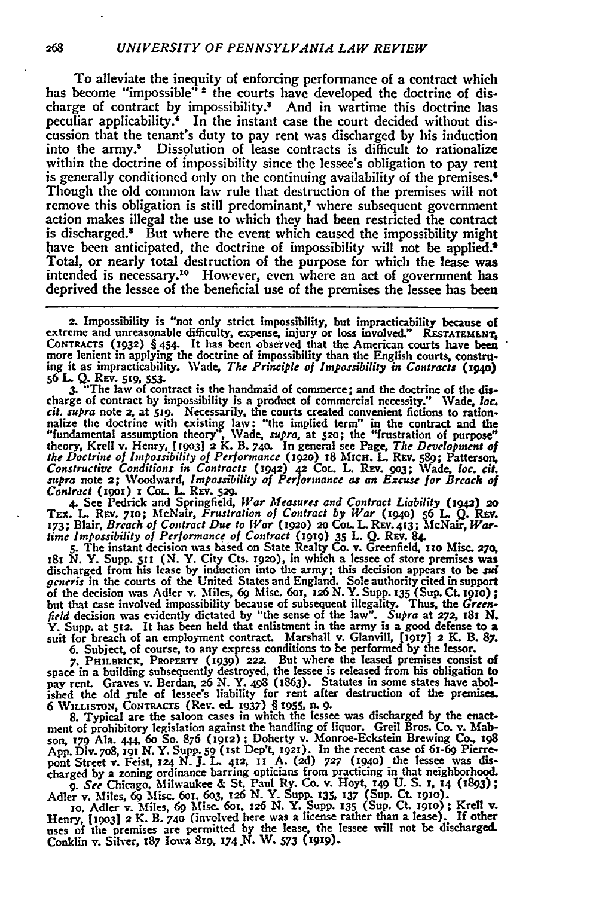To alleviate the inequity of enforcing performance of a contract which has become "impossible"[2] the courts have developed the doctrine of discharge of contract by impossibility.[3] And in wartime this doctrine has peculiar applicability.[4] In the instant case the court decided without discussion that the tenant's duty to pay rent was discharged by his induction into the army.[5] Dissolution of lease contracts is difficult to rationalize within the doctrine of impossibility since the lessee's obligation to pay rent is generally conditioned only on the continuing availability of the premises.[6] Though the old common law rule that destruction of the premises will not remove this obligation is still predominant,[7] where subsequent government action makes illegal the use to which they had been restricted the contract is discharged.[8] But where the event which caused the impossibility might have been anticipated, the doctrine of impossibility will not be applied.[9] Total, or nearly total destruction of the purpose for which the lease was intended is necessary.[10] However, even where an act of government has deprived the lessee of the beneficial use of the premises the lessee has been

2. Impossibility is "not only strict impossibility, but impracticability because of extreme and unreasonable difficulty, expense, injury or loss involved." RESTATEMENT, CONTRACTS (1932) § 454. It has been observed that the American courts have been more lenient in applying the doctrine of impossibility than the English courts, construing it as impracticability. Wade, *The Principle of Impossibility in Contracts* (1940) 56 L. Q. REV. 519, 553.

3. "The law of contract is the handmaid of commerce; and the doctrine of the discharge of contract by impossibility is a product of commercial necessity." Wade, *loc. cit. supra* note 2, at 519. Necessarily, the courts created convenient fictions to rationalize the doctrine with existing law: "the implied term" in the contract and the "fundamental assumption theory", Wade, *supra*, at 520; the "frustration of purpose" theory, Krell v. Henry, [1903] 2 K. B. 740. In general see Page, *The Development of the Doctrine of Impossibility of Performance* (1920) 18 MICH. L. REV. 589; Patterson, *Constructive Conditions in Contracts* (1942) 42 COL. L. REV. 903; Wade, *loc. cit. supra* note 2; Woodward, *Impossibility of Performance as an Excuse for Breach of Contract* (1901) 1 COL. L. REV. 529.

4. See Pedrick and Springfield, *War Measures and Contract Liability* (1942) 20 TEX. L. REV. 710; McNair, *Frustration of Contract by War* (1940) 56 L. Q. REV. 173; Blair, *Breach of Contract Due to War* (1920) 20 COL. L. REV. 413; McNair, *Wartime Impossibility of Performance of Contract* (1919) 35 L. Q. REV. 84.

5. The instant decision was based on State Realty Co. v. Greenfield, 110 Misc. 270, 181 N. Y. Supp. 511 (N. Y. City Cts. 1920), in which a lessee of store premises was discharged from his lease by induction into the army; this decision appears to be *sui generis* in the courts of the United States and England. Sole authority cited in support of the decision was Adler v. Miles, 69 Misc. 601, 126 N. Y. Supp. 135 (Sup. Ct. 1910); but that case involved impossibility because of subsequent illegality. Thus, the *Greenfield* decision was evidently dictated by "the sense of the law". *Supra* at 272, 181 N. Y. Supp. at 512. It has been held that enlistment in the army is a good defense to a suit for breach of an employment contract. Marshall v. Glanvill, [1917] 2 K. B. 87.

6. Subject, of course, to any express conditions to be performed by the lessor.

7. PHILBRICK, PROPERTY (1939) 222. But where the leased premises consist of space in a building subsequently destroyed, the lessee is released from his obligation to pay rent. Graves v. Berdan, 26 N. Y. 498 (1863). Statutes in some states have abolished the old rule of lessee's liability for rent after destruction of the premises. 6 WILLISTON, CONTRACTS (Rev. ed. 1937) § 1955, n. 9.

8. Typical are the saloon cases in which the lessee was discharged by the enactment of prohibitory legislation against the handling of liquor. Greil Bros. Co. v. Mabson, 179 Ala. 444, 60 So. 876 (1912); Doherty v. Monroe-Eckstein Brewing Co., 198 App. Div. 708, 191 N. Y. Supp. 59 (1st Dep't, 1921). In the recent case of 61-69 Pierrepont Street v. Feist, 124 N. J. L. 412, 11 A. (2d) 727 (1940) the lessee was discharged by a zoning ordinance barring opticians from practicing in that neighborhood.

9. *See* Chicago, Milwaukee & St. Paul Ry. Co. v. Hoyt, 149 U. S. 1, 14 (1893); Adler v. Miles, 69 Misc. 601, 603, 126 N. Y. Supp. 135, 137 (Sup. Ct. 1910).

10. Adler v. Miles, 69 Misc. 601, 126 N. Y. Supp. 135 (Sup. Ct. 1910); Krell v. Henry, [1903] 2 K. B. 740 (involved here was a license rather than a lease). If other uses of the premises are permitted by the lease, the lessee will not be discharged. Conklin v. Silver, 187 Iowa 819, 174 N. W. 573 (1919).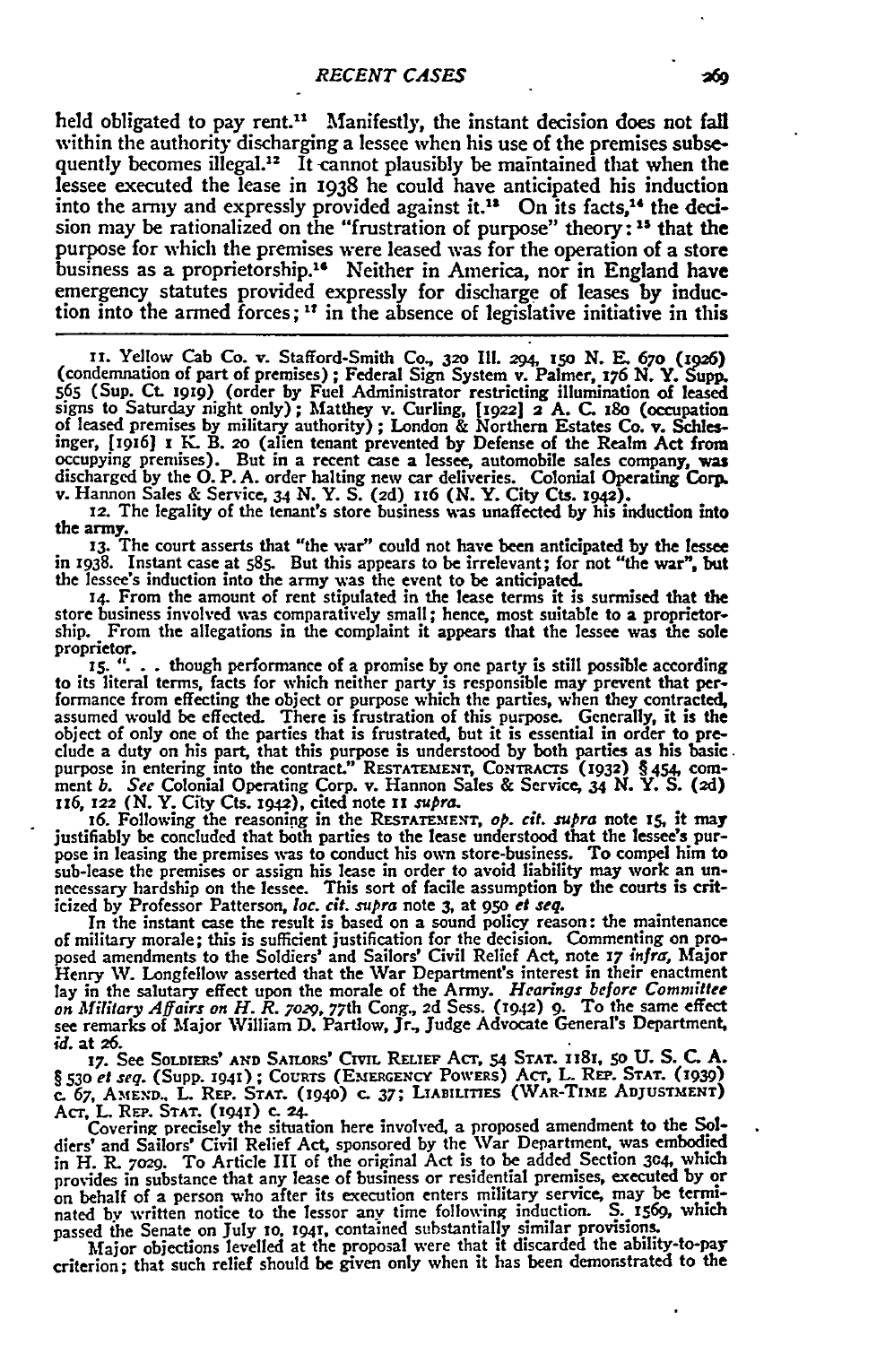held obligated to pay rent.[11] Manifestly, the instant decision does not fall within the authority discharging a lessee when his use of the premises subsequently becomes illegal.[12] It cannot plausibly be maintained that when the lessee executed the lease in 1938 he could have anticipated his induction into the army and expressly provided against it.[13] On its facts,[14] the decision may be rationalized on the "frustration of purpose" theory:[15] that the purpose for which the premises were leased was for the operation of a store business as a proprietorship.[16] Neither in America, nor in England have emergency statutes provided expressly for discharge of leases by induction into the armed forces;[17] in the absence of legislative initiative in this

11. Yellow Cab Co. v. Stafford-Smith Co., 320 Ill. 294, 150 N. E. 670 (1926) (condemnation of part of premises); Federal Sign System v. Palmer, 176 N. Y. Supp. 565 (Sup. Ct. 1919) (order by Fuel Administrator restricting illumination of leased signs to Saturday night only); Matthey v. Curling, [1922] 2 A. C. 180 (occupation of leased premises by military authority); London & Northern Estates Co. v. Schlesinger, [1916] 1 K. B. 20 (alien tenant prevented by Defense of the Realm Act from occupying premises). But in a recent case a lessee, automobile sales company, was discharged by the O. P. A. order halting new car deliveries. Colonial Operating Corp. v. Hannon Sales & Service, 34 N. Y. S. (2d) 116 (N. Y. City Cts. 1942).

12. The legality of the tenant's store business was unaffected by his induction into the army.

13. The court asserts that "the war" could not have been anticipated by the lessee in 1938. Instant case at 585. But this appears to be irrelevant; for not "the war", but the lessee's induction into the army was the event to be anticipated.

14. From the amount of rent stipulated in the lease terms it is surmised that the store business involved was comparatively small; hence, most suitable to a proprietorship. From the allegations in the complaint it appears that the lessee was the sole proprietor.

15. ". . . though performance of a promise by one party is still possible according to its literal terms, facts for which neither party is responsible may prevent that performance from effecting the object or purpose which the parties, when they contracted, assumed would be effected. There is frustration of this purpose. Generally, it is the object of only one of the parties that is frustrated, but it is essential in order to preclude a duty on his part, that this purpose is understood by both parties as his basic purpose in entering into the contract." RESTATEMENT, CONTRACTS (1932) § 454, comment *b*. *See* Colonial Operating Corp. v. Hannon Sales & Service, 34 N. Y. S. (2d) 116, 122 (N. Y. City Cts. 1942), cited note 11 *supra*.

16. Following the reasoning in the RESTATEMENT, *op. cit. supra* note 15, it may justifiably be concluded that both parties to the lease understood that the lessee's purpose in leasing the premises was to conduct his own store-business. To compel him to sub-lease the premises or assign his lease in order to avoid liability may work an unnecessary hardship on the lessee. This sort of facile assumption by the courts is criticized by Professor Patterson, *loc. cit. supra* note 3, at 950 *et seq.*

In the instant case the result is based on a sound policy reason: the maintenance of military morale; this is sufficient justification for the decision. Commenting on proposed amendments to the Soldiers' and Sailors' Civil Relief Act, note 17 *infra*, Major Henry W. Longfellow asserted that the War Department's interest in their enactment lay in the salutary effect upon the morale of the Army. *Hearings before Committee on Military Affairs on H. R. 7029*, 77th Cong., 2d Sess. (1942) 9. To the same effect see remarks of Major William D. Partlow, Jr., Judge Advocate General's Department, *id.* at 26.

17. See SOLDIERS' AND SAILORS' CIVIL RELIEF ACT, 54 STAT. 1181, 50 U. S. C. A. § 530 *et seq.* (Supp. 1941); COURTS (EMERGENCY POWERS) ACT, L. REP. STAT. (1939) c. 67, AMEND., L. REP. STAT. (1940) c. 37; LIABILITIES (WAR-TIME ADJUSTMENT) ACT, L. REP. STAT. (1941) c. 24.

Covering precisely the situation here involved, a proposed amendment to the Soldiers' and Sailors' Civil Relief Act, sponsored by the War Department, was embodied in H. R. 7029. To Article III of the original Act is to be added Section 304, which provides in substance that any lease of business or residential premises, executed by or on behalf of a person who after its execution enters military service, may be terminated by written notice to the lessor any time following induction. S. 1569, which passed the Senate on July 10, 1941, contained substantially similar provisions.

Major objections levelled at the proposal were that it discarded the ability-to-pay criterion; that such relief should be given only when it has been demonstrated to the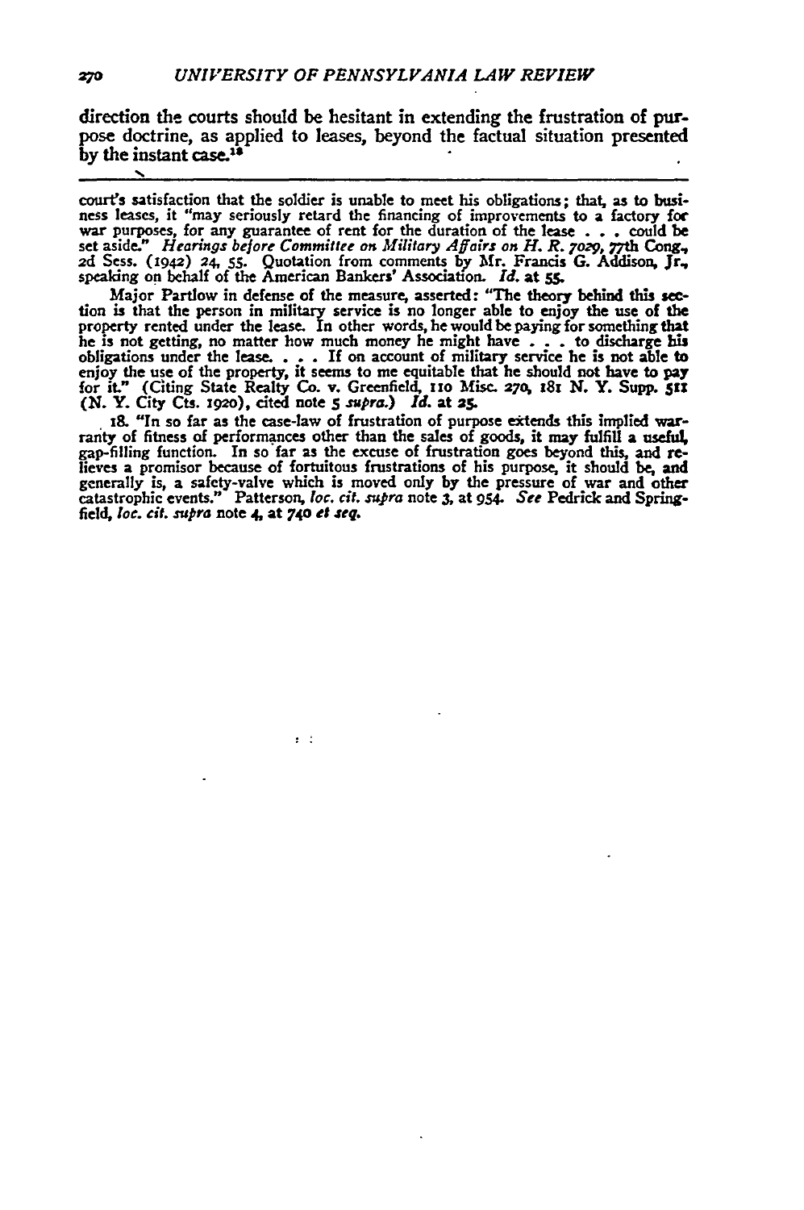direction the courts should be hesitant in extending the frustration of purpose doctrine, as applied to leases, beyond the factual situation presented by the instant case.[18]

---

court's satisfaction that the soldier is unable to meet his obligations; that, as to business leases, it "may seriously retard the financing of improvements to a factory for war purposes, for any guarantee of rent for the duration of the lease . . . could be set aside." *Hearings before Committee on Military Affairs on H. R. 7029*, 77th Cong., 2d Sess. (1942) 24, 55. Quotation from comments by Mr. Francis G. Addison, Jr., speaking on behalf of the American Bankers' Association. *Id.* at 55.

Major Partlow in defense of the measure, asserted: "The theory behind this section is that the person in military service is no longer able to enjoy the use of the property rented under the lease. In other words, he would be paying for something that he is not getting, no matter how much money he might have . . . to discharge his obligations under the lease. . . . If on account of military service he is not able to enjoy the use of the property, it seems to me equitable that he should not have to pay for it." (Citing State Realty Co. v. Greenfield, 110 Misc. 270, 181 N. Y. Supp. 511 (N. Y. City Cts. 1920), cited note 5 *supra.*) *Id.* at 25.

18. "In so far as the case-law of frustration of purpose extends this implied warranty of fitness of performances other than the sales of goods, it may fulfill a useful gap-filling function. In so far as the excuse of frustration goes beyond this, and relieves a promisor because of fortuitous frustrations of his purpose, it should be, and generally is, a safety-valve which is moved only by the pressure of war and other catastrophic events." Patterson, *loc. cit. supra* note 3, at 954. *See* Pedrick and Springfield, *loc. cit. supra* note 4, at 740 *et seq.*